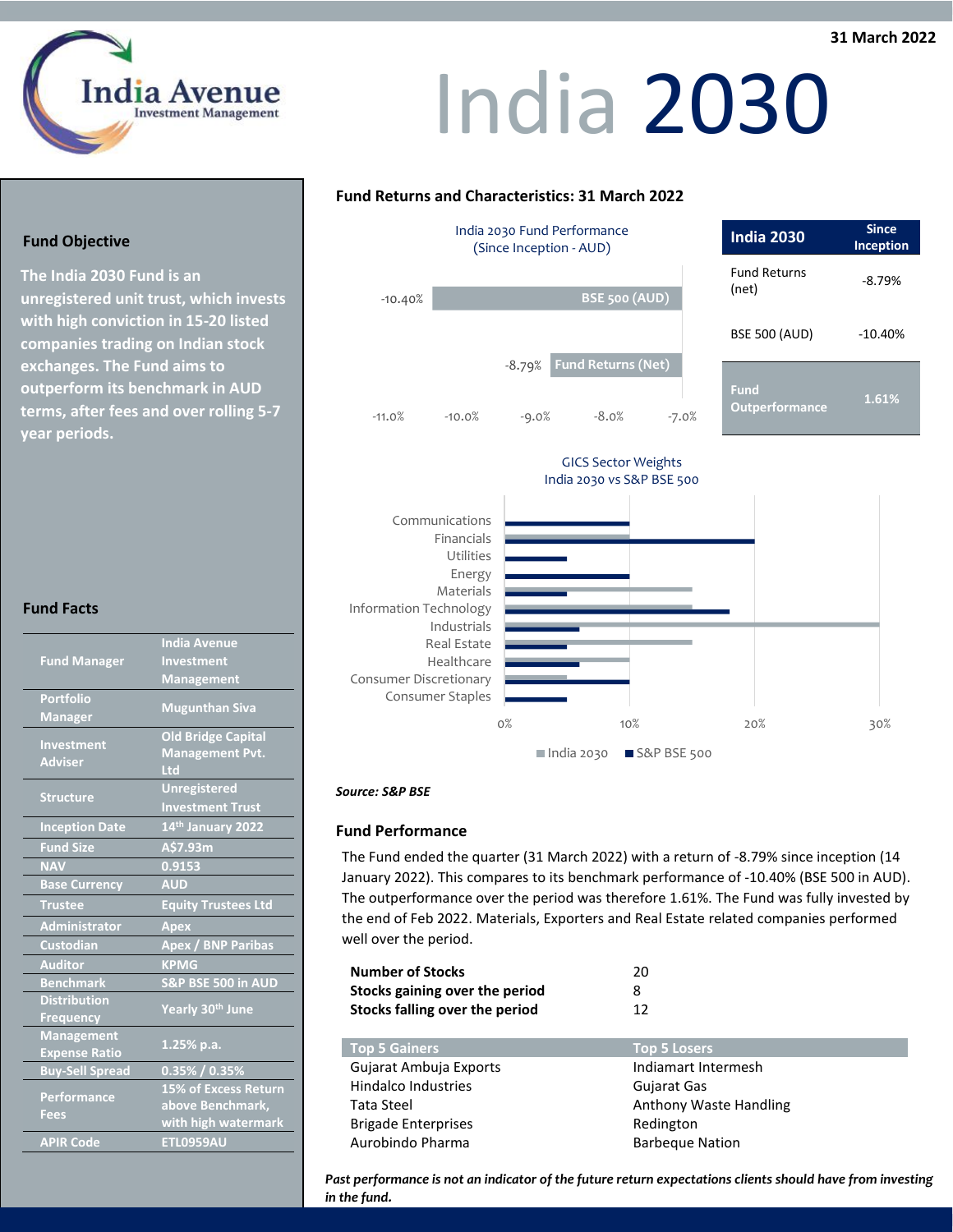31 March 2022

# India 2030

India Avenue Investment Management

## Fund Objective

**The India 2030 Fund is an unregistered unit trust, which invests with high conviction in 15-20 listed companies trading on Indian stock exchanges. The Fund aims to outperform its benchmark in AUD terms, after fees and over rolling 5-7 year periods.**

## Fund Facts

| | |
|---|---|
| Fund Manager | India Avenue Investment Management |
| Portfolio Manager | Mugunthan Siva |
| Investment Adviser | Old Bridge Capital Management Pvt. Ltd |
| Structure | Unregistered Investment Trust |
| Inception Date | 14th January 2022 |
| Fund Size | A$7.93m |
| NAV | 0.9153 |
| Base Currency | AUD |
| Trustee | Equity Trustees Ltd |
| Administrator | Apex |
| Custodian | Apex / BNP Paribas |
| Auditor | KPMG |
| Benchmark | S&P BSE 500 in AUD |
| Distribution Frequency | Yearly 30th June |
| Management Expense Ratio | 1.25% p.a. |
| Buy-Sell Spread | 0.35% / 0.35% |
| Performance Fees | 15% of Excess Return above Benchmark, with high watermark |
| APIR Code | ETL0959AU |

## Fund Returns and Characteristics: 31 March 2022

India 2030 Fund Performance (Since Inception - AUD)

| | |
|---|---|
| BSE 500 (AUD) | -10.40% |
| Fund Returns (Net) | -8.79% |

| India 2030 | Since Inception |
|---|---|
| Fund Returns (net) | -8.79% |
| BSE 500 (AUD) | -10.40% |
| Fund Outperformance | 1.61% |

GICS Sector Weights India 2030 vs S&P BSE 500

| Sector | India 2030 | S&P BSE 500 |
|---|---|---|
| Communications | | 10% |
| Financials | 10% | 20% |
| Utilities | | 5% |
| Energy | | 10% |
| Materials | 15% | 5% |
| Information Technology | 15% | 18% |
| Industrials | 30% | 6% |
| Real Estate | 15% | 5% |
| Healthcare | 10% | 6% |
| Consumer Discretionary | 5% | 10% |
| Consumer Staples | | 5% |

*Source: S&P BSE*

## Fund Performance

The Fund ended the quarter (31 March 2022) with a return of -8.79% since inception (14 January 2022). This compares to its benchmark performance of -10.40% (BSE 500 in AUD). The outperformance over the period was therefore 1.61%. The Fund was fully invested by the end of Feb 2022. Materials, Exporters and Real Estate related companies performed well over the period.

| | |
|---|---|
| **Number of Stocks** | 20 |
| **Stocks gaining over the period** | 8 |
| **Stocks falling over the period** | 12 |

| Top 5 Gainers | Top 5 Losers |
|---|---|
| Gujarat Ambuja Exports | Indiamart Intermesh |
| Hindalco Industries | Gujarat Gas |
| Tata Steel | Anthony Waste Handling |
| Brigade Enterprises | Redington |
| Aurobindo Pharma | Barbeque Nation |

***Past performance is not an indicator of the future return expectations clients should have from investing in the fund.***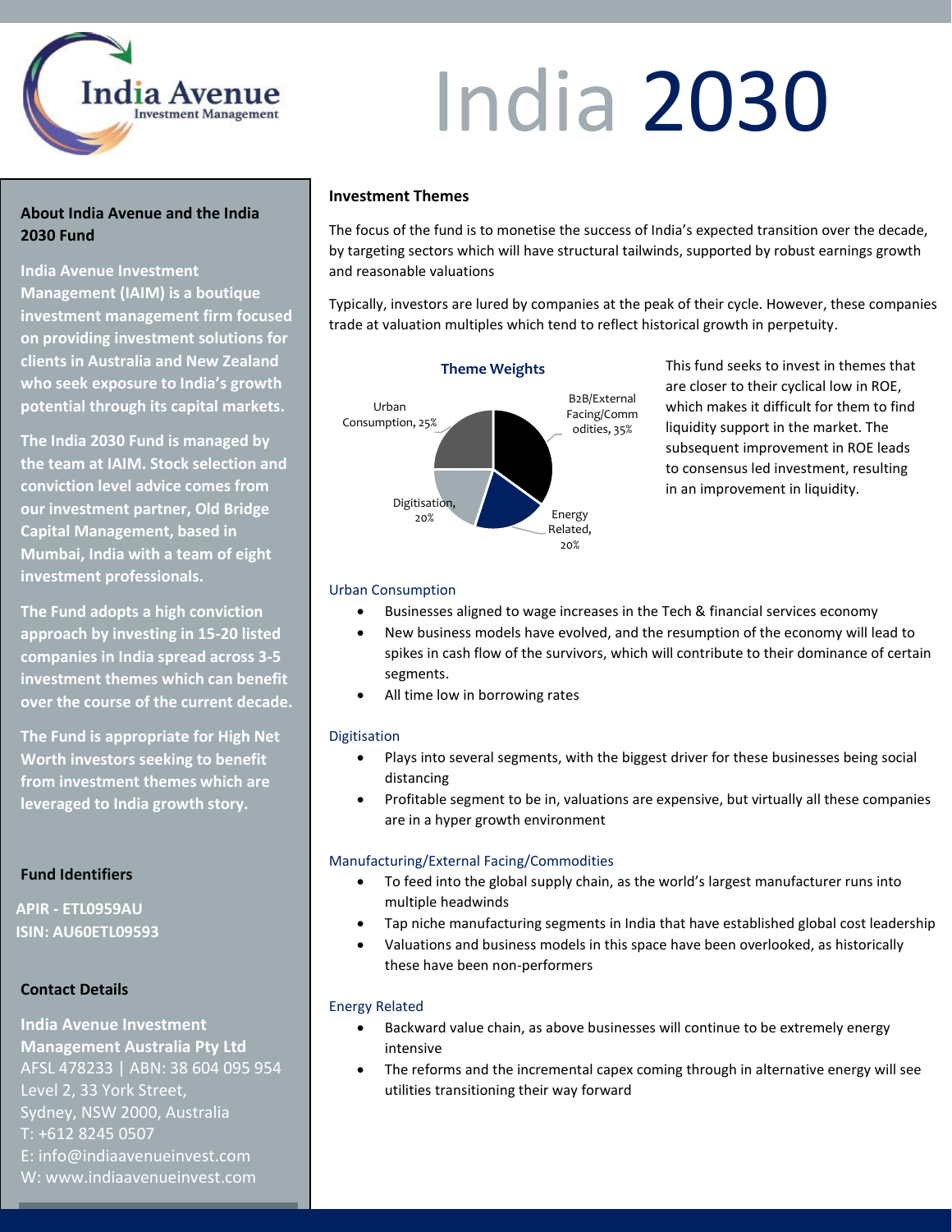# India 2030

## About India Avenue and the India 2030 Fund

**India Avenue Investment Management (IAIM) is a boutique investment management firm focused on providing investment solutions for clients in Australia and New Zealand who seek exposure to India's growth potential through its capital markets.**

**The India 2030 Fund is managed by the team at IAIM. Stock selection and conviction level advice comes from our investment partner, Old Bridge Capital Management, based in Mumbai, India with a team of eight investment professionals.**

**The Fund adopts a high conviction approach by investing in 15-20 listed companies in India spread across 3-5 investment themes which can benefit over the course of the current decade.**

**The Fund is appropriate for High Net Worth investors seeking to benefit from investment themes which are leveraged to India growth story.**

### Fund Identifiers

**APIR - ETL0959AU**
**ISIN: AU60ETL09593**

### Contact Details

**India Avenue Investment Management Australia Pty Ltd**
AFSL 478233 | ABN: 38 604 095 954
Level 2, 33 York Street,
Sydney, NSW 2000, Australia
T: +612 8245 0507
E: info@indiaavenueinvest.com
W: www.indiaavenueinvest.com

## Investment Themes

The focus of the fund is to monetise the success of India's expected transition over the decade, by targeting sectors which will have structural tailwinds, supported by robust earnings growth and reasonable valuations

Typically, investors are lured by companies at the peak of their cycle. However, these companies trade at valuation multiples which tend to reflect historical growth in perpetuity.

**Theme Weights**

| Theme | Weight |
|---|---|
| B2B/External Facing/Commodities | 35% |
| Energy Related | 20% |
| Digitisation | 20% |
| Urban Consumption | 25% |

This fund seeks to invest in themes that are closer to their cyclical low in ROE, which makes it difficult for them to find liquidity support in the market. The subsequent improvement in ROE leads to consensus led investment, resulting in an improvement in liquidity.

### Urban Consumption

- Businesses aligned to wage increases in the Tech & financial services economy
- New business models have evolved, and the resumption of the economy will lead to spikes in cash flow of the survivors, which will contribute to their dominance of certain segments.
- All time low in borrowing rates

### Digitisation

- Plays into several segments, with the biggest driver for these businesses being social distancing
- Profitable segment to be in, valuations are expensive, but virtually all these companies are in a hyper growth environment

### Manufacturing/External Facing/Commodities

- To feed into the global supply chain, as the world's largest manufacturer runs into multiple headwinds
- Tap niche manufacturing segments in India that have established global cost leadership
- Valuations and business models in this space have been overlooked, as historically these have been non-performers

### Energy Related

- Backward value chain, as above businesses will continue to be extremely energy intensive
- The reforms and the incremental capex coming through in alternative energy will see utilities transitioning their way forward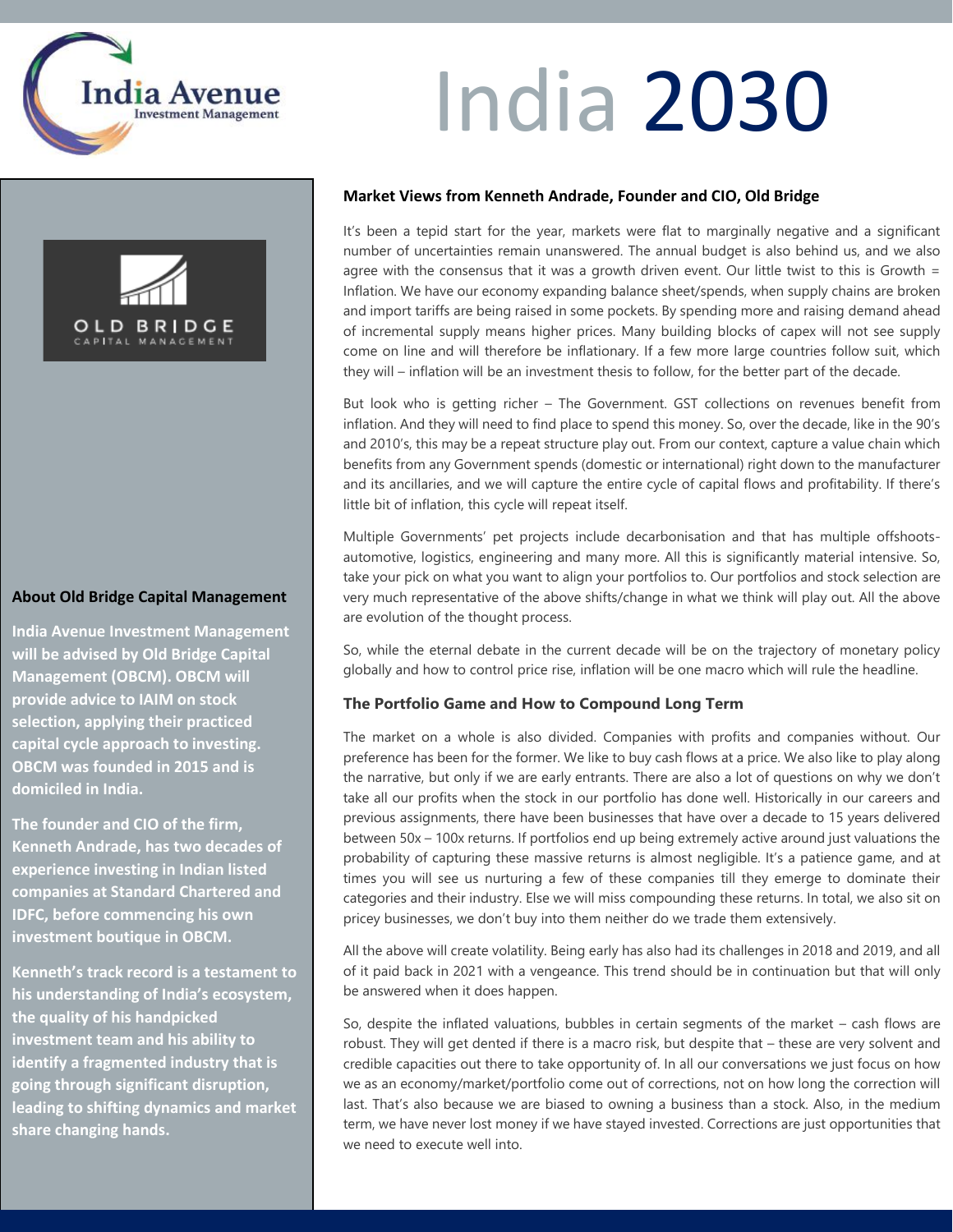# India 2030

## Market Views from Kenneth Andrade, Founder and CIO, Old Bridge

It's been a tepid start for the year, markets were flat to marginally negative and a significant number of uncertainties remain unanswered. The annual budget is also behind us, and we also agree with the consensus that it was a growth driven event. Our little twist to this is Growth = Inflation. We have our economy expanding balance sheet/spends, when supply chains are broken and import tariffs are being raised in some pockets. By spending more and raising demand ahead of incremental supply means higher prices. Many building blocks of capex will not see supply come on line and will therefore be inflationary. If a few more large countries follow suit, which they will – inflation will be an investment thesis to follow, for the better part of the decade.

But look who is getting richer – The Government. GST collections on revenues benefit from inflation. And they will need to find place to spend this money. So, over the decade, like in the 90's and 2010's, this may be a repeat structure play out. From our context, capture a value chain which benefits from any Government spends (domestic or international) right down to the manufacturer and its ancillaries, and we will capture the entire cycle of capital flows and profitability. If there's little bit of inflation, this cycle will repeat itself.

Multiple Governments' pet projects include decarbonisation and that has multiple offshoots- automotive, logistics, engineering and many more. All this is significantly material intensive. So, take your pick on what you want to align your portfolios to. Our portfolios and stock selection are very much representative of the above shifts/change in what we think will play out. All the above are evolution of the thought process.

So, while the eternal debate in the current decade will be on the trajectory of monetary policy globally and how to control price rise, inflation will be one macro which will rule the headline.

### The Portfolio Game and How to Compound Long Term

The market on a whole is also divided. Companies with profits and companies without. Our preference has been for the former. We like to buy cash flows at a price. We also like to play along the narrative, but only if we are early entrants. There are also a lot of questions on why we don't take all our profits when the stock in our portfolio has done well. Historically in our careers and previous assignments, there have been businesses that have over a decade to 15 years delivered between 50x – 100x returns. If portfolios end up being extremely active around just valuations the probability of capturing these massive returns is almost negligible. It's a patience game, and at times you will see us nurturing a few of these companies till they emerge to dominate their categories and their industry. Else we will miss compounding these returns. In total, we also sit on pricey businesses, we don't buy into them neither do we trade them extensively.

All the above will create volatility. Being early has also had its challenges in 2018 and 2019, and all of it paid back in 2021 with a vengeance. This trend should be in continuation but that will only be answered when it does happen.

So, despite the inflated valuations, bubbles in certain segments of the market – cash flows are robust. They will get dented if there is a macro risk, but despite that – these are very solvent and credible capacities out there to take opportunity of. In all our conversations we just focus on how we as an economy/market/portfolio come out of corrections, not on how long the correction will last. That's also because we are biased to owning a business than a stock. Also, in the medium term, we have never lost money if we have stayed invested. Corrections are just opportunities that we need to execute well into.

### About Old Bridge Capital Management

**India Avenue Investment Management will be advised by Old Bridge Capital Management (OBCM). OBCM will provide advice to IAIM on stock selection, applying their practiced capital cycle approach to investing. OBCM was founded in 2015 and is domiciled in India.**

**The founder and CIO of the firm, Kenneth Andrade, has two decades of experience investing in Indian listed companies at Standard Chartered and IDFC, before commencing his own investment boutique in OBCM.**

**Kenneth's track record is a testament to his understanding of India's ecosystem, the quality of his handpicked investment team and his ability to identify a fragmented industry that is going through significant disruption, leading to shifting dynamics and market share changing hands.**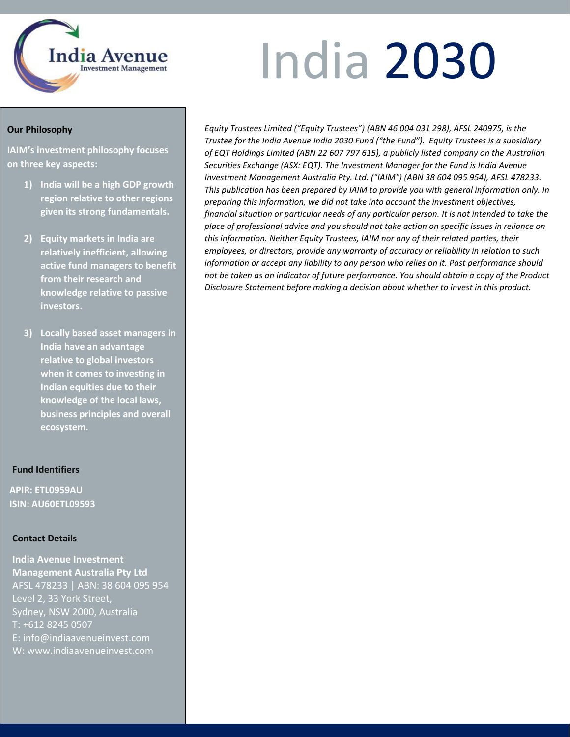India Avenue Investment Management

# India 2030

### Our Philosophy

**IAIM's investment philosophy focuses on three key aspects:**

1) **India will be a high GDP growth region relative to other regions given its strong fundamentals.**
2) **Equity markets in India are relatively inefficient, allowing active fund managers to benefit from their research and knowledge relative to passive investors.**
3) **Locally based asset managers in India have an advantage relative to global investors when it comes to investing in Indian equities due to their knowledge of the local laws, business principles and overall ecosystem.**

### Fund Identifiers

**APIR: ETL0959AU**
**ISIN: AU60ETL09593**

### Contact Details

**India Avenue Investment Management Australia Pty Ltd**
AFSL 478233 | ABN: 38 604 095 954
Level 2, 33 York Street,
Sydney, NSW 2000, Australia
T: +612 8245 0507
E: info@indiaavenueinvest.com
W: www.indiaavenueinvest.com

*Equity Trustees Limited ("Equity Trustees") (ABN 46 004 031 298), AFSL 240975, is the Trustee for the India Avenue India 2030 Fund ("the Fund"). Equity Trustees is a subsidiary of EQT Holdings Limited (ABN 22 607 797 615), a publicly listed company on the Australian Securities Exchange (ASX: EQT). The Investment Manager for the Fund is India Avenue Investment Management Australia Pty. Ltd. ("IAIM") (ABN 38 604 095 954), AFSL 478233. This publication has been prepared by IAIM to provide you with general information only. In preparing this information, we did not take into account the investment objectives, financial situation or particular needs of any particular person. It is not intended to take the place of professional advice and you should not take action on specific issues in reliance on this information. Neither Equity Trustees, IAIM nor any of their related parties, their employees, or directors, provide any warranty of accuracy or reliability in relation to such information or accept any liability to any person who relies on it. Past performance should not be taken as an indicator of future performance. You should obtain a copy of the Product Disclosure Statement before making a decision about whether to invest in this product.*